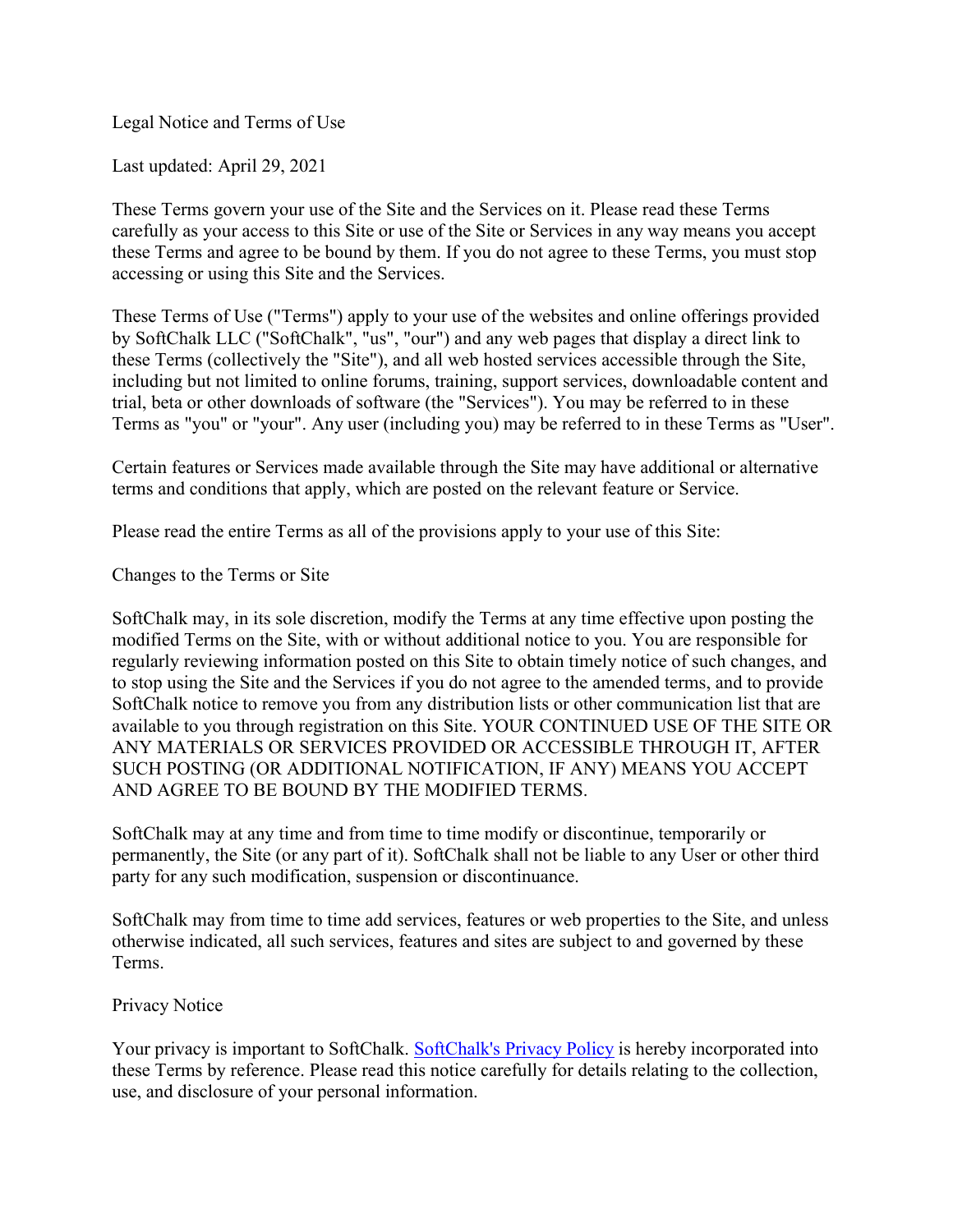# Legal Notice and Terms of Use

Last updated: April 29, 2021

These Terms govern your use of the Site and the Services on it. Please read these Terms carefully as your access to this Site or use of the Site or Services in any way means you accept these Terms and agree to be bound by them. If you do not agree to these Terms, you must stop accessing or using this Site and the Services.

These Terms of Use ("Terms") apply to your use of the websites and online offerings provided by SoftChalk LLC ("SoftChalk", "us", "our") and any web pages that display a direct link to these Terms (collectively the "Site"), and all web hosted services accessible through the Site, including but not limited to online forums, training, support services, downloadable content and trial, beta or other downloads of software (the "Services"). You may be referred to in these Terms as "you" or "your". Any user (including you) may be referred to in these Terms as "User".

Certain features or Services made available through the Site may have additional or alternative terms and conditions that apply, which are posted on the relevant feature or Service.

Please read the entire Terms as all of the provisions apply to your use of this Site:

## Changes to the Terms or Site

SoftChalk may, in its sole discretion, modify the Terms at any time effective upon posting the modified Terms on the Site, with or without additional notice to you. You are responsible for regularly reviewing information posted on this Site to obtain timely notice of such changes, and to stop using the Site and the Services if you do not agree to the amended terms, and to provide SoftChalk notice to remove you from any distribution lists or other communication list that are available to you through registration on this Site. YOUR CONTINUED USE OF THE SITE OR ANY MATERIALS OR SERVICES PROVIDED OR ACCESSIBLE THROUGH IT, AFTER SUCH POSTING (OR ADDITIONAL NOTIFICATION, IF ANY) MEANS YOU ACCEPT AND AGREE TO BE BOUND BY THE MODIFIED TERMS.

SoftChalk may at any time and from time to time modify or discontinue, temporarily or permanently, the Site (or any part of it). SoftChalk shall not be liable to any User or other third party for any such modification, suspension or discontinuance.

SoftChalk may from time to time add services, features or web properties to the Site, and unless otherwise indicated, all such services, features and sites are subject to and governed by these Terms.

## Privacy Notice

Your privacy is important to SoftChalk. [SoftChalk's Privacy Policy] is hereby incorporated into these Terms by reference. Please read this notice carefully for details relating to the collection, use, and disclosure of your personal information.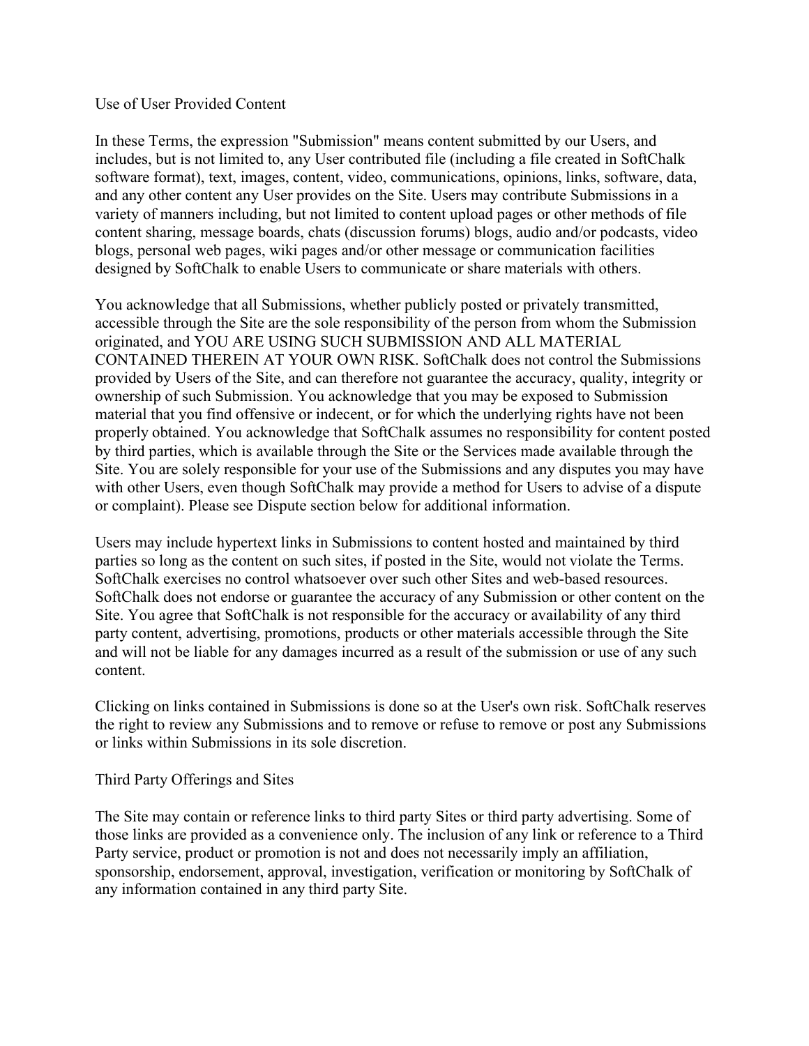## Use of User Provided Content

In these Terms, the expression "Submission" means content submitted by our Users, and includes, but is not limited to, any User contributed file (including a file created in SoftChalk software format), text, images, content, video, communications, opinions, links, software, data, and any other content any User provides on the Site. Users may contribute Submissions in a variety of manners including, but not limited to content upload pages or other methods of file content sharing, message boards, chats (discussion forums) blogs, audio and/or podcasts, video blogs, personal web pages, wiki pages and/or other message or communication facilities designed by SoftChalk to enable Users to communicate or share materials with others.

You acknowledge that all Submissions, whether publicly posted or privately transmitted, accessible through the Site are the sole responsibility of the person from whom the Submission originated, and YOU ARE USING SUCH SUBMISSION AND ALL MATERIAL CONTAINED THEREIN AT YOUR OWN RISK. SoftChalk does not control the Submissions provided by Users of the Site, and can therefore not guarantee the accuracy, quality, integrity or ownership of such Submission. You acknowledge that you may be exposed to Submission material that you find offensive or indecent, or for which the underlying rights have not been properly obtained. You acknowledge that SoftChalk assumes no responsibility for content posted by third parties, which is available through the Site or the Services made available through the Site. You are solely responsible for your use of the Submissions and any disputes you may have with other Users, even though SoftChalk may provide a method for Users to advise of a dispute or complaint). Please see Dispute section below for additional information.

Users may include hypertext links in Submissions to content hosted and maintained by third parties so long as the content on such sites, if posted in the Site, would not violate the Terms. SoftChalk exercises no control whatsoever over such other Sites and web-based resources. SoftChalk does not endorse or guarantee the accuracy of any Submission or other content on the Site. You agree that SoftChalk is not responsible for the accuracy or availability of any third party content, advertising, promotions, products or other materials accessible through the Site and will not be liable for any damages incurred as a result of the submission or use of any such content.

Clicking on links contained in Submissions is done so at the User's own risk. SoftChalk reserves the right to review any Submissions and to remove or refuse to remove or post any Submissions or links within Submissions in its sole discretion.

## Third Party Offerings and Sites

The Site may contain or reference links to third party Sites or third party advertising. Some of those links are provided as a convenience only. The inclusion of any link or reference to a Third Party service, product or promotion is not and does not necessarily imply an affiliation, sponsorship, endorsement, approval, investigation, verification or monitoring by SoftChalk of any information contained in any third party Site.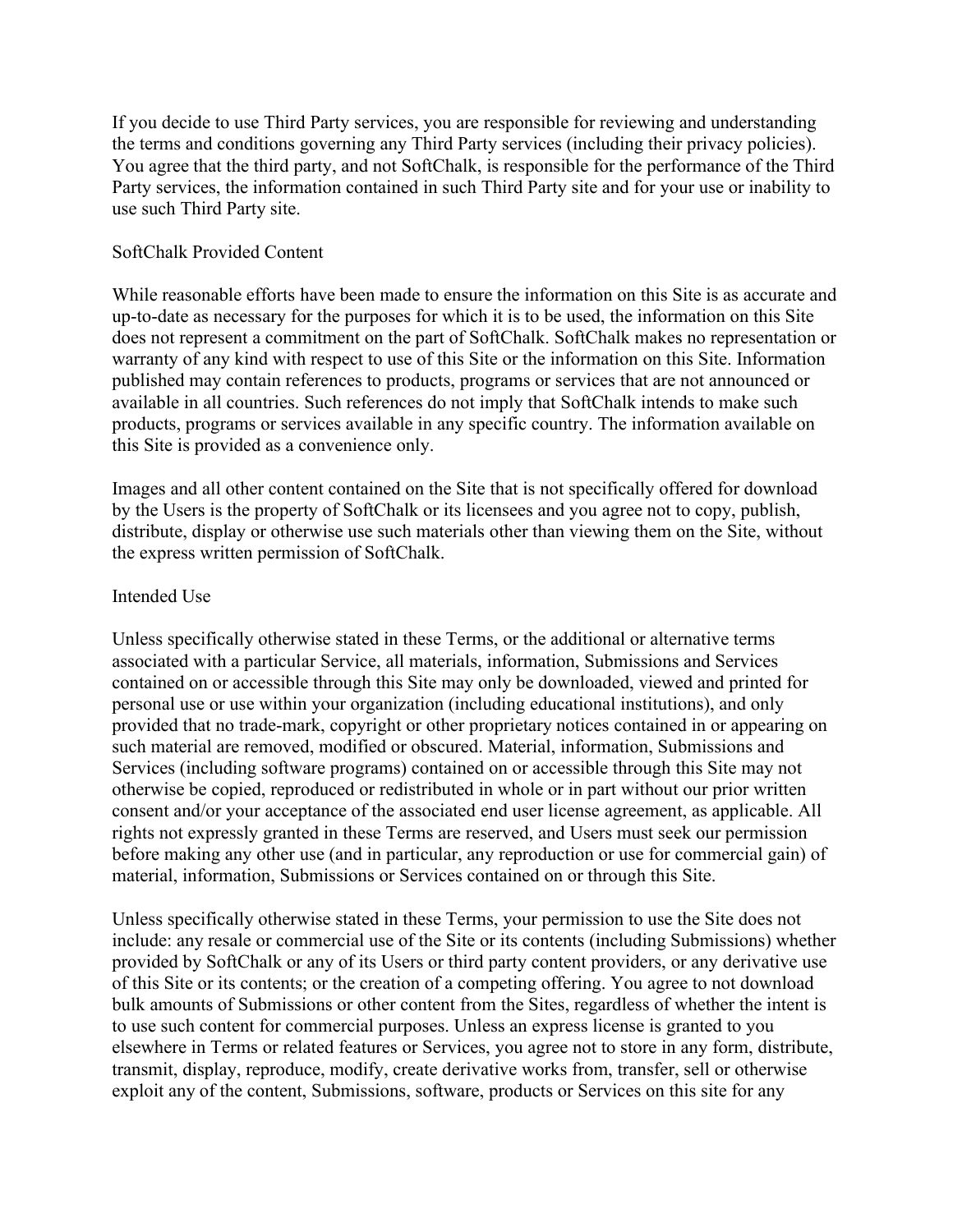If you decide to use Third Party services, you are responsible for reviewing and understanding the terms and conditions governing any Third Party services (including their privacy policies). You agree that the third party, and not SoftChalk, is responsible for the performance of the Third Party services, the information contained in such Third Party site and for your use or inability to use such Third Party site.

## SoftChalk Provided Content

While reasonable efforts have been made to ensure the information on this Site is as accurate and up-to-date as necessary for the purposes for which it is to be used, the information on this Site does not represent a commitment on the part of SoftChalk. SoftChalk makes no representation or warranty of any kind with respect to use of this Site or the information on this Site. Information published may contain references to products, programs or services that are not announced or available in all countries. Such references do not imply that SoftChalk intends to make such products, programs or services available in any specific country. The information available on this Site is provided as a convenience only.

Images and all other content contained on the Site that is not specifically offered for download by the Users is the property of SoftChalk or its licensees and you agree not to copy, publish, distribute, display or otherwise use such materials other than viewing them on the Site, without the express written permission of SoftChalk.

## Intended Use

Unless specifically otherwise stated in these Terms, or the additional or alternative terms associated with a particular Service, all materials, information, Submissions and Services contained on or accessible through this Site may only be downloaded, viewed and printed for personal use or use within your organization (including educational institutions), and only provided that no trade-mark, copyright or other proprietary notices contained in or appearing on such material are removed, modified or obscured. Material, information, Submissions and Services (including software programs) contained on or accessible through this Site may not otherwise be copied, reproduced or redistributed in whole or in part without our prior written consent and/or your acceptance of the associated end user license agreement, as applicable. All rights not expressly granted in these Terms are reserved, and Users must seek our permission before making any other use (and in particular, any reproduction or use for commercial gain) of material, information, Submissions or Services contained on or through this Site.

Unless specifically otherwise stated in these Terms, your permission to use the Site does not include: any resale or commercial use of the Site or its contents (including Submissions) whether provided by SoftChalk or any of its Users or third party content providers, or any derivative use of this Site or its contents; or the creation of a competing offering. You agree to not download bulk amounts of Submissions or other content from the Sites, regardless of whether the intent is to use such content for commercial purposes. Unless an express license is granted to you elsewhere in Terms or related features or Services, you agree not to store in any form, distribute, transmit, display, reproduce, modify, create derivative works from, transfer, sell or otherwise exploit any of the content, Submissions, software, products or Services on this site for any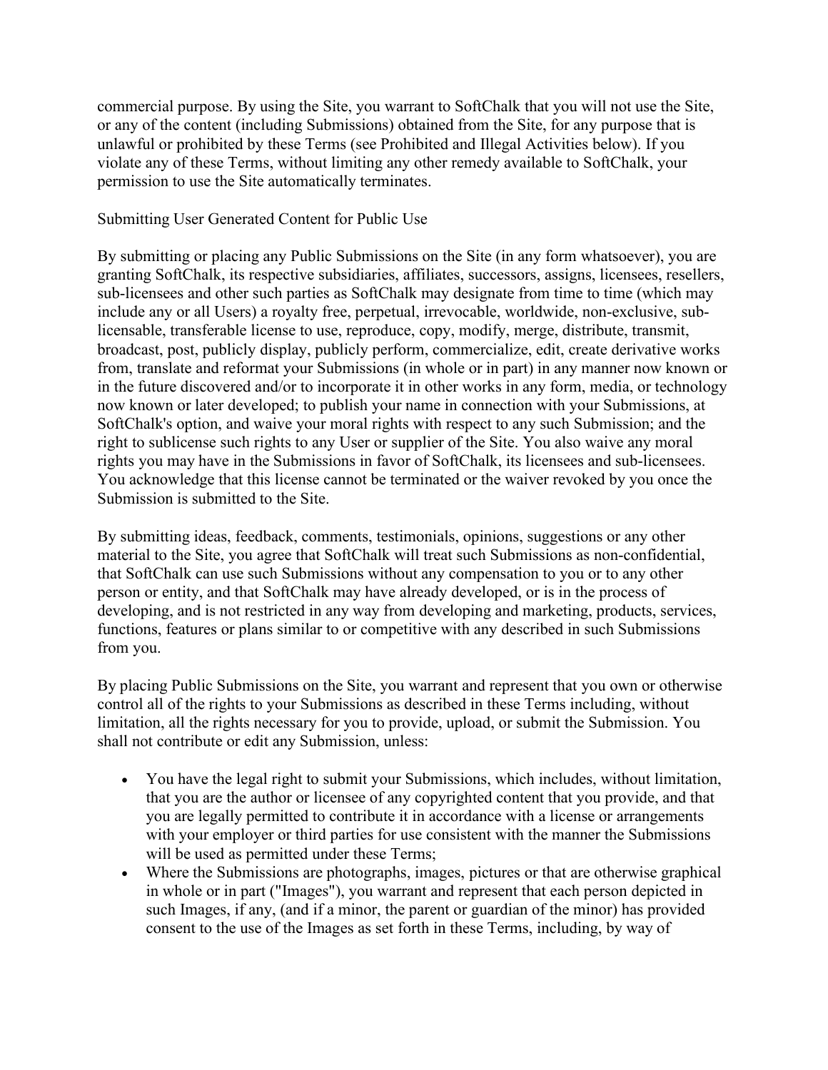commercial purpose. By using the Site, you warrant to SoftChalk that you will not use the Site, or any of the content (including Submissions) obtained from the Site, for any purpose that is unlawful or prohibited by these Terms (see Prohibited and Illegal Activities below). If you violate any of these Terms, without limiting any other remedy available to SoftChalk, your permission to use the Site automatically terminates.

Submitting User Generated Content for Public Use

By submitting or placing any Public Submissions on the Site (in any form whatsoever), you are granting SoftChalk, its respective subsidiaries, affiliates, successors, assigns, licensees, resellers, sub-licensees and other such parties as SoftChalk may designate from time to time (which may include any or all Users) a royalty free, perpetual, irrevocable, worldwide, non-exclusive, sub-licensable, transferable license to use, reproduce, copy, modify, merge, distribute, transmit, broadcast, post, publicly display, publicly perform, commercialize, edit, create derivative works from, translate and reformat your Submissions (in whole or in part) in any manner now known or in the future discovered and/or to incorporate it in other works in any form, media, or technology now known or later developed; to publish your name in connection with your Submissions, at SoftChalk's option, and waive your moral rights with respect to any such Submission; and the right to sublicense such rights to any User or supplier of the Site. You also waive any moral rights you may have in the Submissions in favor of SoftChalk, its licensees and sub-licensees. You acknowledge that this license cannot be terminated or the waiver revoked by you once the Submission is submitted to the Site.

By submitting ideas, feedback, comments, testimonials, opinions, suggestions or any other material to the Site, you agree that SoftChalk will treat such Submissions as non-confidential, that SoftChalk can use such Submissions without any compensation to you or to any other person or entity, and that SoftChalk may have already developed, or is in the process of developing, and is not restricted in any way from developing and marketing, products, services, functions, features or plans similar to or competitive with any described in such Submissions from you.

By placing Public Submissions on the Site, you warrant and represent that you own or otherwise control all of the rights to your Submissions as described in these Terms including, without limitation, all the rights necessary for you to provide, upload, or submit the Submission. You shall not contribute or edit any Submission, unless:

- You have the legal right to submit your Submissions, which includes, without limitation, that you are the author or licensee of any copyrighted content that you provide, and that you are legally permitted to contribute it in accordance with a license or arrangements with your employer or third parties for use consistent with the manner the Submissions will be used as permitted under these Terms;
- Where the Submissions are photographs, images, pictures or that are otherwise graphical in whole or in part ("Images"), you warrant and represent that each person depicted in such Images, if any, (and if a minor, the parent or guardian of the minor) has provided consent to the use of the Images as set forth in these Terms, including, by way of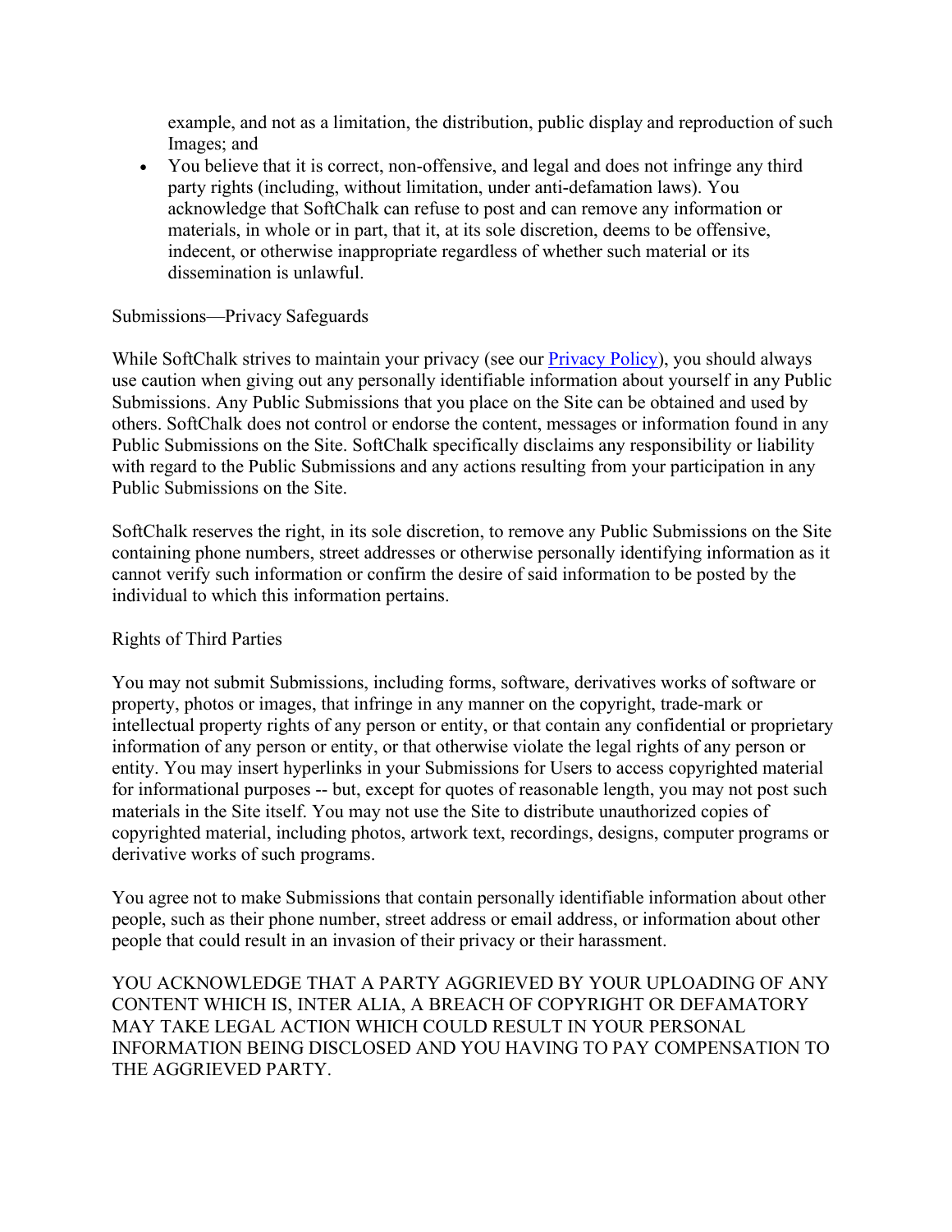example, and not as a limitation, the distribution, public display and reproduction of such Images; and

- You believe that it is correct, non-offensive, and legal and does not infringe any third party rights (including, without limitation, under anti-defamation laws). You acknowledge that SoftChalk can refuse to post and can remove any information or materials, in whole or in part, that it, at its sole discretion, deems to be offensive, indecent, or otherwise inappropriate regardless of whether such material or its dissemination is unlawful.

Submissions—Privacy Safeguards

While SoftChalk strives to maintain your privacy (see our Privacy Policy), you should always use caution when giving out any personally identifiable information about yourself in any Public Submissions. Any Public Submissions that you place on the Site can be obtained and used by others. SoftChalk does not control or endorse the content, messages or information found in any Public Submissions on the Site. SoftChalk specifically disclaims any responsibility or liability with regard to the Public Submissions and any actions resulting from your participation in any Public Submissions on the Site.

SoftChalk reserves the right, in its sole discretion, to remove any Public Submissions on the Site containing phone numbers, street addresses or otherwise personally identifying information as it cannot verify such information or confirm the desire of said information to be posted by the individual to which this information pertains.

Rights of Third Parties

You may not submit Submissions, including forms, software, derivatives works of software or property, photos or images, that infringe in any manner on the copyright, trade-mark or intellectual property rights of any person or entity, or that contain any confidential or proprietary information of any person or entity, or that otherwise violate the legal rights of any person or entity. You may insert hyperlinks in your Submissions for Users to access copyrighted material for informational purposes -- but, except for quotes of reasonable length, you may not post such materials in the Site itself. You may not use the Site to distribute unauthorized copies of copyrighted material, including photos, artwork text, recordings, designs, computer programs or derivative works of such programs.

You agree not to make Submissions that contain personally identifiable information about other people, such as their phone number, street address or email address, or information about other people that could result in an invasion of their privacy or their harassment.

YOU ACKNOWLEDGE THAT A PARTY AGGRIEVED BY YOUR UPLOADING OF ANY CONTENT WHICH IS, INTER ALIA, A BREACH OF COPYRIGHT OR DEFAMATORY MAY TAKE LEGAL ACTION WHICH COULD RESULT IN YOUR PERSONAL INFORMATION BEING DISCLOSED AND YOU HAVING TO PAY COMPENSATION TO THE AGGRIEVED PARTY.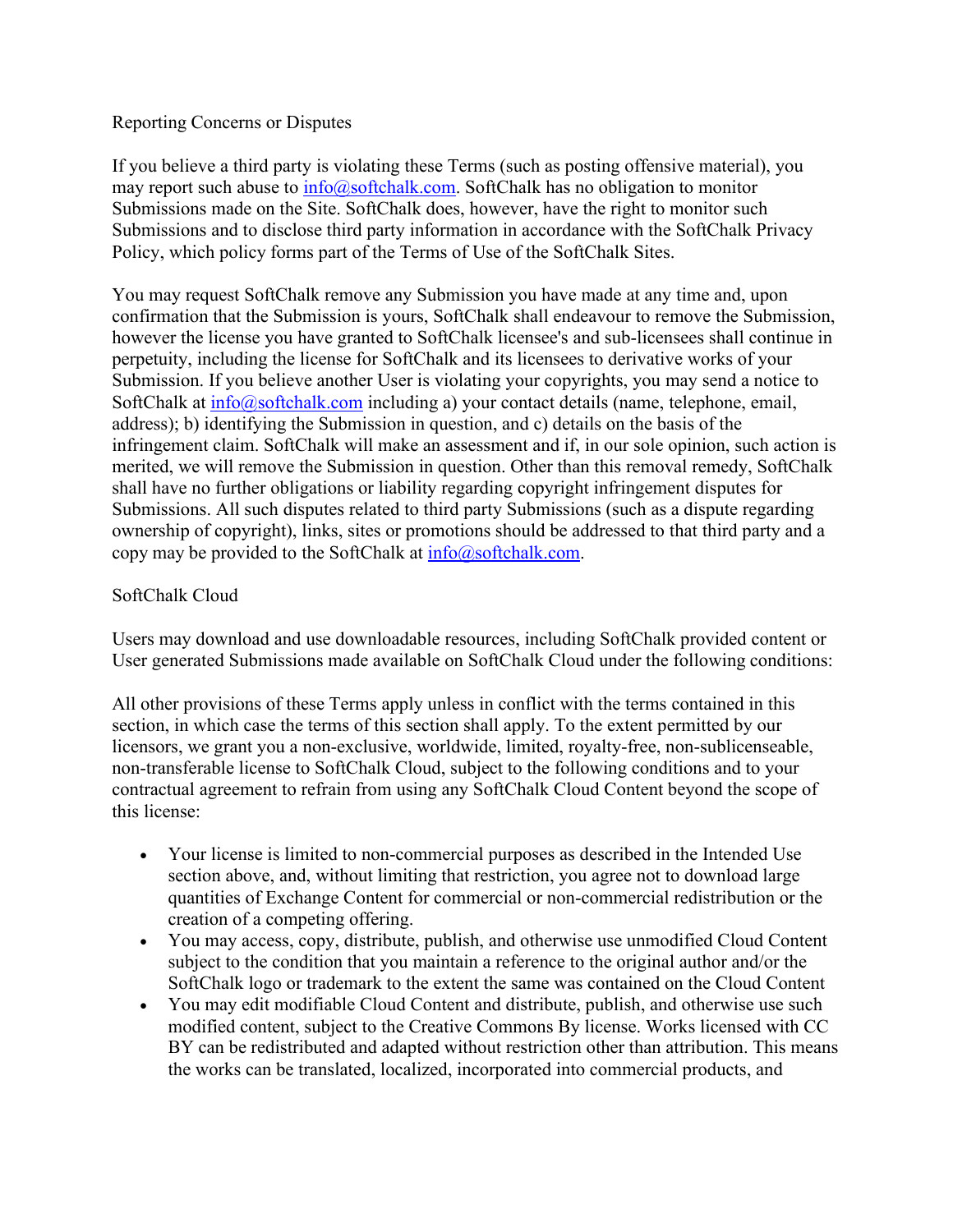## Reporting Concerns or Disputes

If you believe a third party is violating these Terms (such as posting offensive material), you may report such abuse to info@softchalk.com. SoftChalk has no obligation to monitor Submissions made on the Site. SoftChalk does, however, have the right to monitor such Submissions and to disclose third party information in accordance with the SoftChalk Privacy Policy, which policy forms part of the Terms of Use of the SoftChalk Sites.

You may request SoftChalk remove any Submission you have made at any time and, upon confirmation that the Submission is yours, SoftChalk shall endeavour to remove the Submission, however the license you have granted to SoftChalk licensee's and sub-licensees shall continue in perpetuity, including the license for SoftChalk and its licensees to derivative works of your Submission. If you believe another User is violating your copyrights, you may send a notice to SoftChalk at info@softchalk.com including a) your contact details (name, telephone, email, address); b) identifying the Submission in question, and c) details on the basis of the infringement claim. SoftChalk will make an assessment and if, in our sole opinion, such action is merited, we will remove the Submission in question. Other than this removal remedy, SoftChalk shall have no further obligations or liability regarding copyright infringement disputes for Submissions. All such disputes related to third party Submissions (such as a dispute regarding ownership of copyright), links, sites or promotions should be addressed to that third party and a copy may be provided to the SoftChalk at info@softchalk.com.

## SoftChalk Cloud

Users may download and use downloadable resources, including SoftChalk provided content or User generated Submissions made available on SoftChalk Cloud under the following conditions:

All other provisions of these Terms apply unless in conflict with the terms contained in this section, in which case the terms of this section shall apply. To the extent permitted by our licensors, we grant you a non-exclusive, worldwide, limited, royalty-free, non-sublicenseable, non-transferable license to SoftChalk Cloud, subject to the following conditions and to your contractual agreement to refrain from using any SoftChalk Cloud Content beyond the scope of this license:

- Your license is limited to non-commercial purposes as described in the Intended Use section above, and, without limiting that restriction, you agree not to download large quantities of Exchange Content for commercial or non-commercial redistribution or the creation of a competing offering.
- You may access, copy, distribute, publish, and otherwise use unmodified Cloud Content subject to the condition that you maintain a reference to the original author and/or the SoftChalk logo or trademark to the extent the same was contained on the Cloud Content
- You may edit modifiable Cloud Content and distribute, publish, and otherwise use such modified content, subject to the Creative Commons By license. Works licensed with CC BY can be redistributed and adapted without restriction other than attribution. This means the works can be translated, localized, incorporated into commercial products, and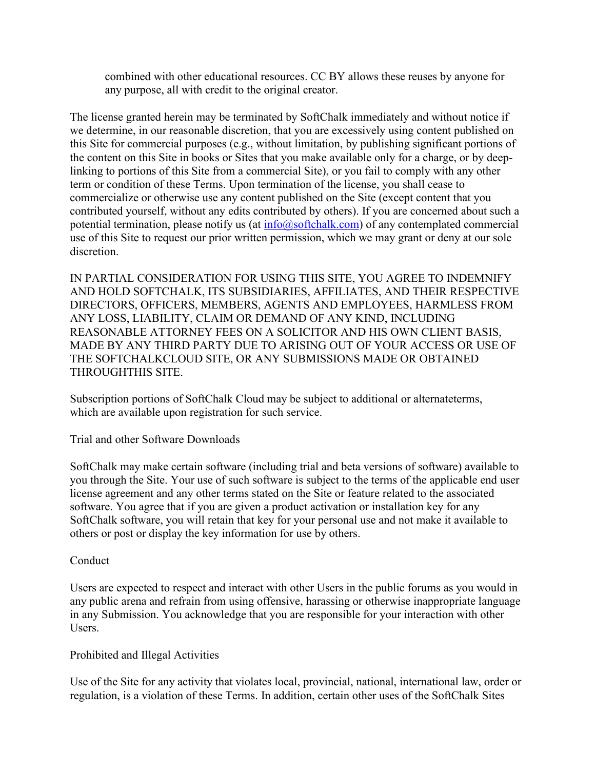> combined with other educational resources. CC BY allows these reuses by anyone for any purpose, all with credit to the original creator.

The license granted herein may be terminated by SoftChalk immediately and without notice if we determine, in our reasonable discretion, that you are excessively using content published on this Site for commercial purposes (e.g., without limitation, by publishing significant portions of the content on this Site in books or Sites that you make available only for a charge, or by deep-linking to portions of this Site from a commercial Site), or you fail to comply with any other term or condition of these Terms. Upon termination of the license, you shall cease to commercialize or otherwise use any content published on the Site (except content that you contributed yourself, without any edits contributed by others). If you are concerned about such a potential termination, please notify us (at info@softchalk.com) of any contemplated commercial use of this Site to request our prior written permission, which we may grant or deny at our sole discretion.

IN PARTIAL CONSIDERATION FOR USING THIS SITE, YOU AGREE TO INDEMNIFY AND HOLD SOFTCHALK, ITS SUBSIDIARIES, AFFILIATES, AND THEIR RESPECTIVE DIRECTORS, OFFICERS, MEMBERS, AGENTS AND EMPLOYEES, HARMLESS FROM ANY LOSS, LIABILITY, CLAIM OR DEMAND OF ANY KIND, INCLUDING REASONABLE ATTORNEY FEES ON A SOLICITOR AND HIS OWN CLIENT BASIS, MADE BY ANY THIRD PARTY DUE TO ARISING OUT OF YOUR ACCESS OR USE OF THE SOFTCHALKCLOUD SITE, OR ANY SUBMISSIONS MADE OR OBTAINED THROUGHTHIS SITE.

Subscription portions of SoftChalk Cloud may be subject to additional or alternateterms, which are available upon registration for such service.

Trial and other Software Downloads

SoftChalk may make certain software (including trial and beta versions of software) available to you through the Site. Your use of such software is subject to the terms of the applicable end user license agreement and any other terms stated on the Site or feature related to the associated software. You agree that if you are given a product activation or installation key for any SoftChalk software, you will retain that key for your personal use and not make it available to others or post or display the key information for use by others.

Conduct

Users are expected to respect and interact with other Users in the public forums as you would in any public arena and refrain from using offensive, harassing or otherwise inappropriate language in any Submission. You acknowledge that you are responsible for your interaction with other Users.

Prohibited and Illegal Activities

Use of the Site for any activity that violates local, provincial, national, international law, order or regulation, is a violation of these Terms. In addition, certain other uses of the SoftChalk Sites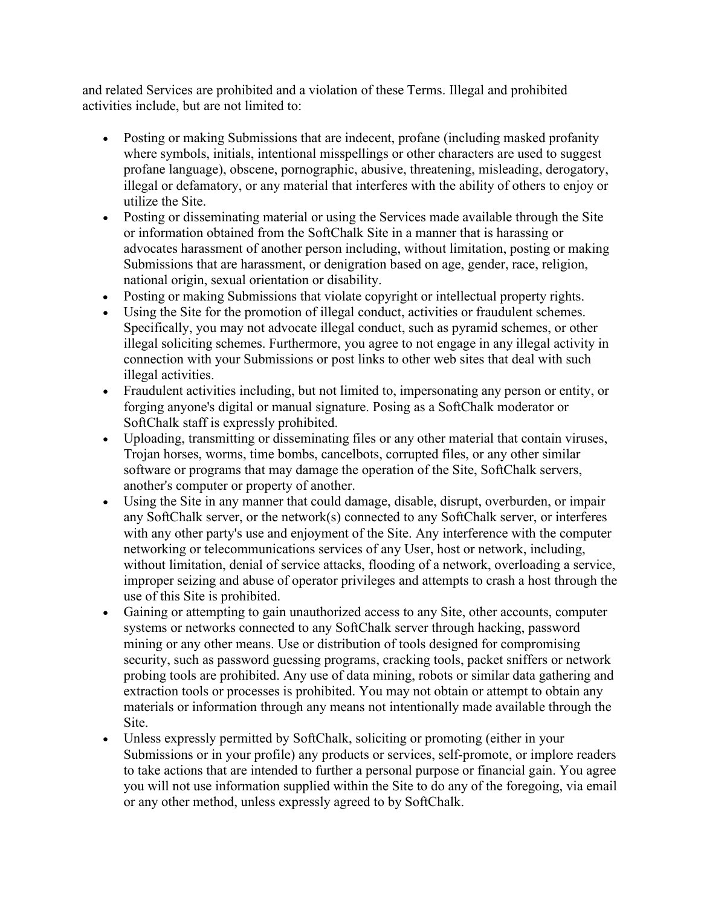and related Services are prohibited and a violation of these Terms. Illegal and prohibited activities include, but are not limited to:

- Posting or making Submissions that are indecent, profane (including masked profanity where symbols, initials, intentional misspellings or other characters are used to suggest profane language), obscene, pornographic, abusive, threatening, misleading, derogatory, illegal or defamatory, or any material that interferes with the ability of others to enjoy or utilize the Site.
- Posting or disseminating material or using the Services made available through the Site or information obtained from the SoftChalk Site in a manner that is harassing or advocates harassment of another person including, without limitation, posting or making Submissions that are harassment, or denigration based on age, gender, race, religion, national origin, sexual orientation or disability.
- Posting or making Submissions that violate copyright or intellectual property rights.
- Using the Site for the promotion of illegal conduct, activities or fraudulent schemes. Specifically, you may not advocate illegal conduct, such as pyramid schemes, or other illegal soliciting schemes. Furthermore, you agree to not engage in any illegal activity in connection with your Submissions or post links to other web sites that deal with such illegal activities.
- Fraudulent activities including, but not limited to, impersonating any person or entity, or forging anyone's digital or manual signature. Posing as a SoftChalk moderator or SoftChalk staff is expressly prohibited.
- Uploading, transmitting or disseminating files or any other material that contain viruses, Trojan horses, worms, time bombs, cancelbots, corrupted files, or any other similar software or programs that may damage the operation of the Site, SoftChalk servers, another's computer or property of another.
- Using the Site in any manner that could damage, disable, disrupt, overburden, or impair any SoftChalk server, or the network(s) connected to any SoftChalk server, or interferes with any other party's use and enjoyment of the Site. Any interference with the computer networking or telecommunications services of any User, host or network, including, without limitation, denial of service attacks, flooding of a network, overloading a service, improper seizing and abuse of operator privileges and attempts to crash a host through the use of this Site is prohibited.
- Gaining or attempting to gain unauthorized access to any Site, other accounts, computer systems or networks connected to any SoftChalk server through hacking, password mining or any other means. Use or distribution of tools designed for compromising security, such as password guessing programs, cracking tools, packet sniffers or network probing tools are prohibited. Any use of data mining, robots or similar data gathering and extraction tools or processes is prohibited. You may not obtain or attempt to obtain any materials or information through any means not intentionally made available through the Site.
- Unless expressly permitted by SoftChalk, soliciting or promoting (either in your Submissions or in your profile) any products or services, self-promote, or implore readers to take actions that are intended to further a personal purpose or financial gain. You agree you will not use information supplied within the Site to do any of the foregoing, via email or any other method, unless expressly agreed to by SoftChalk.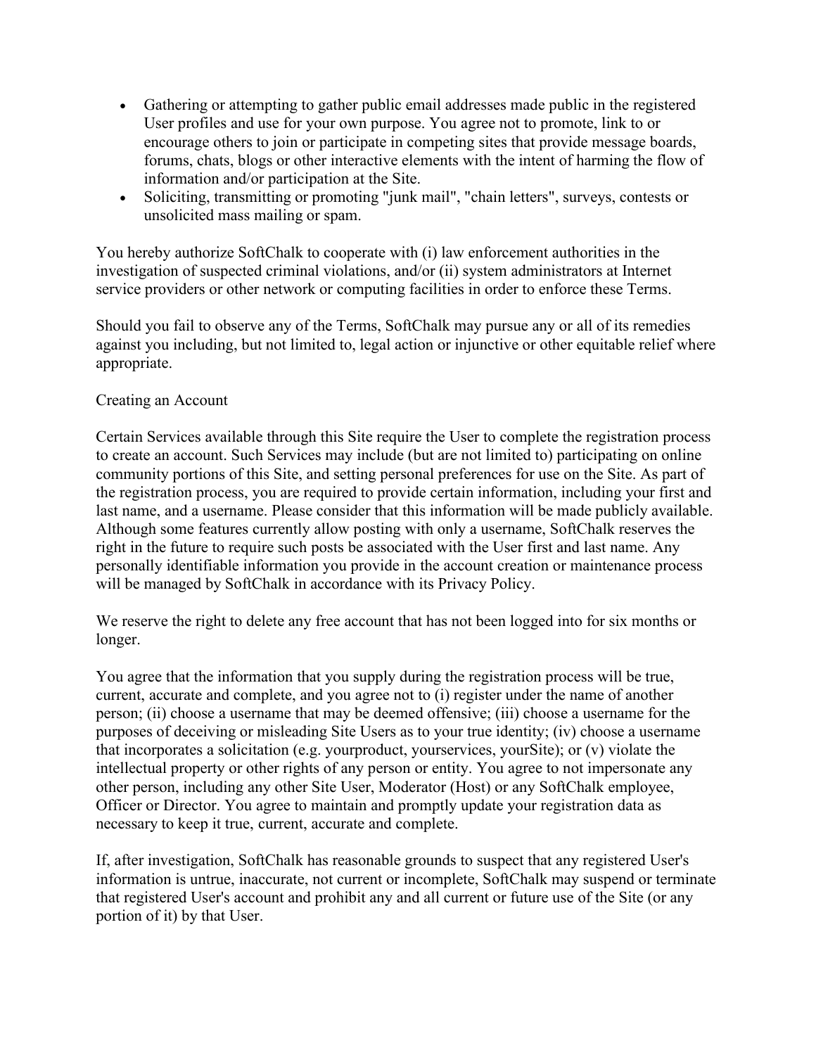- Gathering or attempting to gather public email addresses made public in the registered User profiles and use for your own purpose. You agree not to promote, link to or encourage others to join or participate in competing sites that provide message boards, forums, chats, blogs or other interactive elements with the intent of harming the flow of information and/or participation at the Site.
- Soliciting, transmitting or promoting "junk mail", "chain letters", surveys, contests or unsolicited mass mailing or spam.

You hereby authorize SoftChalk to cooperate with (i) law enforcement authorities in the investigation of suspected criminal violations, and/or (ii) system administrators at Internet service providers or other network or computing facilities in order to enforce these Terms.

Should you fail to observe any of the Terms, SoftChalk may pursue any or all of its remedies against you including, but not limited to, legal action or injunctive or other equitable relief where appropriate.

Creating an Account

Certain Services available through this Site require the User to complete the registration process to create an account. Such Services may include (but are not limited to) participating on online community portions of this Site, and setting personal preferences for use on the Site. As part of the registration process, you are required to provide certain information, including your first and last name, and a username. Please consider that this information will be made publicly available. Although some features currently allow posting with only a username, SoftChalk reserves the right in the future to require such posts be associated with the User first and last name. Any personally identifiable information you provide in the account creation or maintenance process will be managed by SoftChalk in accordance with its Privacy Policy.

We reserve the right to delete any free account that has not been logged into for six months or longer.

You agree that the information that you supply during the registration process will be true, current, accurate and complete, and you agree not to (i) register under the name of another person; (ii) choose a username that may be deemed offensive; (iii) choose a username for the purposes of deceiving or misleading Site Users as to your true identity; (iv) choose a username that incorporates a solicitation (e.g. yourproduct, yourservices, yourSite); or (v) violate the intellectual property or other rights of any person or entity. You agree to not impersonate any other person, including any other Site User, Moderator (Host) or any SoftChalk employee, Officer or Director. You agree to maintain and promptly update your registration data as necessary to keep it true, current, accurate and complete.

If, after investigation, SoftChalk has reasonable grounds to suspect that any registered User's information is untrue, inaccurate, not current or incomplete, SoftChalk may suspend or terminate that registered User's account and prohibit any and all current or future use of the Site (or any portion of it) by that User.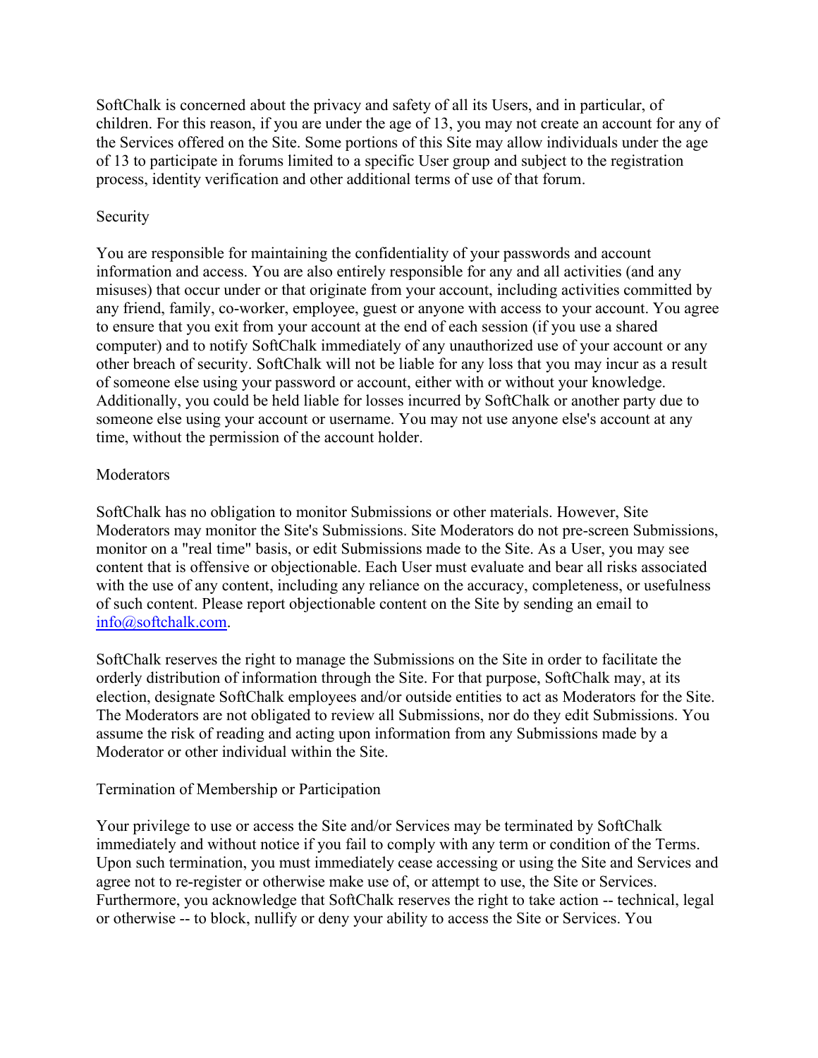SoftChalk is concerned about the privacy and safety of all its Users, and in particular, of children. For this reason, if you are under the age of 13, you may not create an account for any of the Services offered on the Site. Some portions of this Site may allow individuals under the age of 13 to participate in forums limited to a specific User group and subject to the registration process, identity verification and other additional terms of use of that forum.

## Security

You are responsible for maintaining the confidentiality of your passwords and account information and access. You are also entirely responsible for any and all activities (and any misuses) that occur under or that originate from your account, including activities committed by any friend, family, co-worker, employee, guest or anyone with access to your account. You agree to ensure that you exit from your account at the end of each session (if you use a shared computer) and to notify SoftChalk immediately of any unauthorized use of your account or any other breach of security. SoftChalk will not be liable for any loss that you may incur as a result of someone else using your password or account, either with or without your knowledge. Additionally, you could be held liable for losses incurred by SoftChalk or another party due to someone else using your account or username. You may not use anyone else's account at any time, without the permission of the account holder.

## Moderators

SoftChalk has no obligation to monitor Submissions or other materials. However, Site Moderators may monitor the Site's Submissions. Site Moderators do not pre-screen Submissions, monitor on a "real time" basis, or edit Submissions made to the Site. As a User, you may see content that is offensive or objectionable. Each User must evaluate and bear all risks associated with the use of any content, including any reliance on the accuracy, completeness, or usefulness of such content. Please report objectionable content on the Site by sending an email to info@softchalk.com.

SoftChalk reserves the right to manage the Submissions on the Site in order to facilitate the orderly distribution of information through the Site. For that purpose, SoftChalk may, at its election, designate SoftChalk employees and/or outside entities to act as Moderators for the Site. The Moderators are not obligated to review all Submissions, nor do they edit Submissions. You assume the risk of reading and acting upon information from any Submissions made by a Moderator or other individual within the Site.

## Termination of Membership or Participation

Your privilege to use or access the Site and/or Services may be terminated by SoftChalk immediately and without notice if you fail to comply with any term or condition of the Terms. Upon such termination, you must immediately cease accessing or using the Site and Services and agree not to re-register or otherwise make use of, or attempt to use, the Site or Services. Furthermore, you acknowledge that SoftChalk reserves the right to take action -- technical, legal or otherwise -- to block, nullify or deny your ability to access the Site or Services. You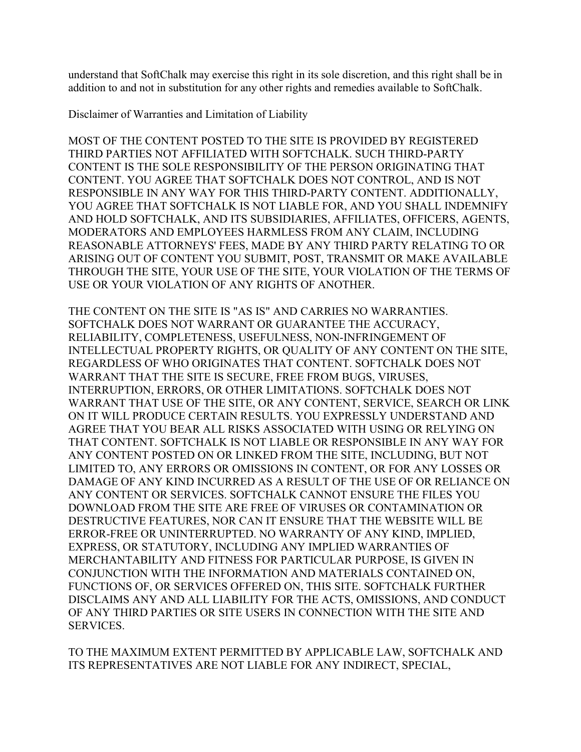understand that SoftChalk may exercise this right in its sole discretion, and this right shall be in addition to and not in substitution for any other rights and remedies available to SoftChalk.

## Disclaimer of Warranties and Limitation of Liability

MOST OF THE CONTENT POSTED TO THE SITE IS PROVIDED BY REGISTERED THIRD PARTIES NOT AFFILIATED WITH SOFTCHALK. SUCH THIRD-PARTY CONTENT IS THE SOLE RESPONSIBILITY OF THE PERSON ORIGINATING THAT CONTENT. YOU AGREE THAT SOFTCHALK DOES NOT CONTROL, AND IS NOT RESPONSIBLE IN ANY WAY FOR THIS THIRD-PARTY CONTENT. ADDITIONALLY, YOU AGREE THAT SOFTCHALK IS NOT LIABLE FOR, AND YOU SHALL INDEMNIFY AND HOLD SOFTCHALK, AND ITS SUBSIDIARIES, AFFILIATES, OFFICERS, AGENTS, MODERATORS AND EMPLOYEES HARMLESS FROM ANY CLAIM, INCLUDING REASONABLE ATTORNEYS' FEES, MADE BY ANY THIRD PARTY RELATING TO OR ARISING OUT OF CONTENT YOU SUBMIT, POST, TRANSMIT OR MAKE AVAILABLE THROUGH THE SITE, YOUR USE OF THE SITE, YOUR VIOLATION OF THE TERMS OF USE OR YOUR VIOLATION OF ANY RIGHTS OF ANOTHER.

THE CONTENT ON THE SITE IS "AS IS" AND CARRIES NO WARRANTIES. SOFTCHALK DOES NOT WARRANT OR GUARANTEE THE ACCURACY, RELIABILITY, COMPLETENESS, USEFULNESS, NON-INFRINGEMENT OF INTELLECTUAL PROPERTY RIGHTS, OR QUALITY OF ANY CONTENT ON THE SITE, REGARDLESS OF WHO ORIGINATES THAT CONTENT. SOFTCHALK DOES NOT WARRANT THAT THE SITE IS SECURE, FREE FROM BUGS, VIRUSES, INTERRUPTION, ERRORS, OR OTHER LIMITATIONS. SOFTCHALK DOES NOT WARRANT THAT USE OF THE SITE, OR ANY CONTENT, SERVICE, SEARCH OR LINK ON IT WILL PRODUCE CERTAIN RESULTS. YOU EXPRESSLY UNDERSTAND AND AGREE THAT YOU BEAR ALL RISKS ASSOCIATED WITH USING OR RELYING ON THAT CONTENT. SOFTCHALK IS NOT LIABLE OR RESPONSIBLE IN ANY WAY FOR ANY CONTENT POSTED ON OR LINKED FROM THE SITE, INCLUDING, BUT NOT LIMITED TO, ANY ERRORS OR OMISSIONS IN CONTENT, OR FOR ANY LOSSES OR DAMAGE OF ANY KIND INCURRED AS A RESULT OF THE USE OF OR RELIANCE ON ANY CONTENT OR SERVICES. SOFTCHALK CANNOT ENSURE THE FILES YOU DOWNLOAD FROM THE SITE ARE FREE OF VIRUSES OR CONTAMINATION OR DESTRUCTIVE FEATURES, NOR CAN IT ENSURE THAT THE WEBSITE WILL BE ERROR-FREE OR UNINTERRUPTED. NO WARRANTY OF ANY KIND, IMPLIED, EXPRESS, OR STATUTORY, INCLUDING ANY IMPLIED WARRANTIES OF MERCHANTABILITY AND FITNESS FOR PARTICULAR PURPOSE, IS GIVEN IN CONJUNCTION WITH THE INFORMATION AND MATERIALS CONTAINED ON, FUNCTIONS OF, OR SERVICES OFFERED ON, THIS SITE. SOFTCHALK FURTHER DISCLAIMS ANY AND ALL LIABILITY FOR THE ACTS, OMISSIONS, AND CONDUCT OF ANY THIRD PARTIES OR SITE USERS IN CONNECTION WITH THE SITE AND SERVICES.

TO THE MAXIMUM EXTENT PERMITTED BY APPLICABLE LAW, SOFTCHALK AND ITS REPRESENTATIVES ARE NOT LIABLE FOR ANY INDIRECT, SPECIAL,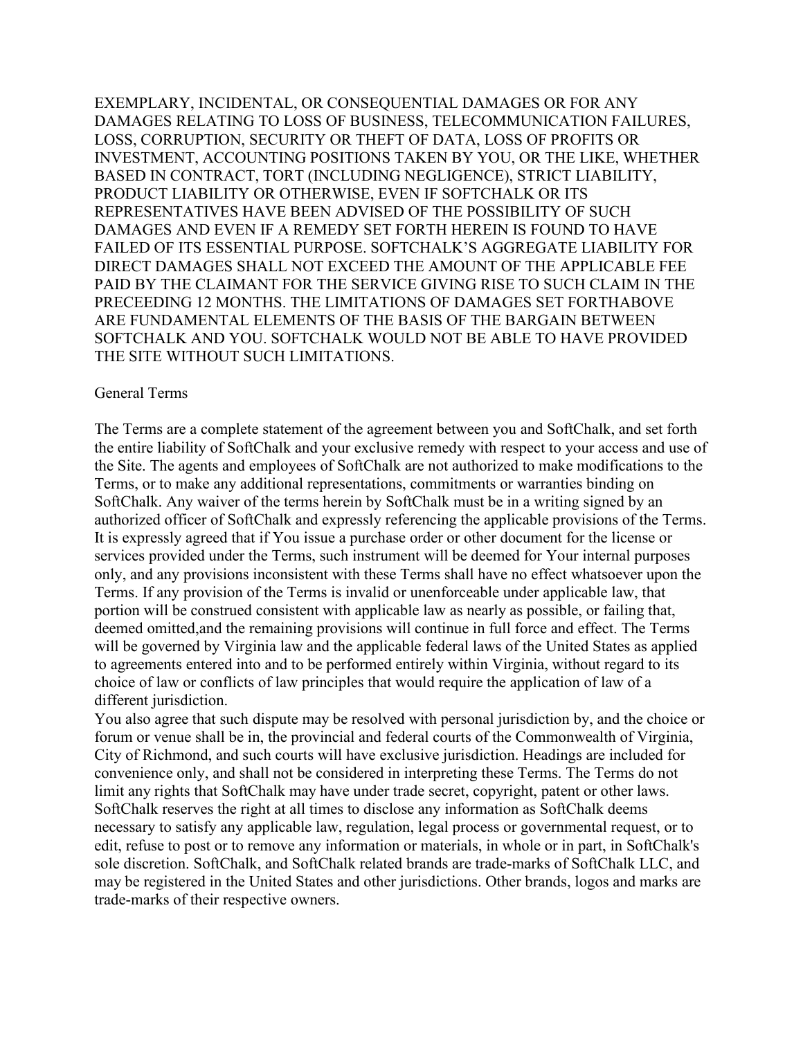EXEMPLARY, INCIDENTAL, OR CONSEQUENTIAL DAMAGES OR FOR ANY DAMAGES RELATING TO LOSS OF BUSINESS, TELECOMMUNICATION FAILURES, LOSS, CORRUPTION, SECURITY OR THEFT OF DATA, LOSS OF PROFITS OR INVESTMENT, ACCOUNTING POSITIONS TAKEN BY YOU, OR THE LIKE, WHETHER BASED IN CONTRACT, TORT (INCLUDING NEGLIGENCE), STRICT LIABILITY, PRODUCT LIABILITY OR OTHERWISE, EVEN IF SOFTCHALK OR ITS REPRESENTATIVES HAVE BEEN ADVISED OF THE POSSIBILITY OF SUCH DAMAGES AND EVEN IF A REMEDY SET FORTH HEREIN IS FOUND TO HAVE FAILED OF ITS ESSENTIAL PURPOSE. SOFTCHALK'S AGGREGATE LIABILITY FOR DIRECT DAMAGES SHALL NOT EXCEED THE AMOUNT OF THE APPLICABLE FEE PAID BY THE CLAIMANT FOR THE SERVICE GIVING RISE TO SUCH CLAIM IN THE PRECEEDING 12 MONTHS. THE LIMITATIONS OF DAMAGES SET FORTHABOVE ARE FUNDAMENTAL ELEMENTS OF THE BASIS OF THE BARGAIN BETWEEN SOFTCHALK AND YOU. SOFTCHALK WOULD NOT BE ABLE TO HAVE PROVIDED THE SITE WITHOUT SUCH LIMITATIONS.

General Terms

The Terms are a complete statement of the agreement between you and SoftChalk, and set forth the entire liability of SoftChalk and your exclusive remedy with respect to your access and use of the Site. The agents and employees of SoftChalk are not authorized to make modifications to the Terms, or to make any additional representations, commitments or warranties binding on SoftChalk. Any waiver of the terms herein by SoftChalk must be in a writing signed by an authorized officer of SoftChalk and expressly referencing the applicable provisions of the Terms. It is expressly agreed that if You issue a purchase order or other document for the license or services provided under the Terms, such instrument will be deemed for Your internal purposes only, and any provisions inconsistent with these Terms shall have no effect whatsoever upon the Terms. If any provision of the Terms is invalid or unenforceable under applicable law, that portion will be construed consistent with applicable law as nearly as possible, or failing that, deemed omitted,and the remaining provisions will continue in full force and effect. The Terms will be governed by Virginia law and the applicable federal laws of the United States as applied to agreements entered into and to be performed entirely within Virginia, without regard to its choice of law or conflicts of law principles that would require the application of law of a different jurisdiction.
You also agree that such dispute may be resolved with personal jurisdiction by, and the choice or forum or venue shall be in, the provincial and federal courts of the Commonwealth of Virginia, City of Richmond, and such courts will have exclusive jurisdiction. Headings are included for convenience only, and shall not be considered in interpreting these Terms. The Terms do not limit any rights that SoftChalk may have under trade secret, copyright, patent or other laws. SoftChalk reserves the right at all times to disclose any information as SoftChalk deems necessary to satisfy any applicable law, regulation, legal process or governmental request, or to edit, refuse to post or to remove any information or materials, in whole or in part, in SoftChalk's sole discretion. SoftChalk, and SoftChalk related brands are trade-marks of SoftChalk LLC, and may be registered in the United States and other jurisdictions. Other brands, logos and marks are trade-marks of their respective owners.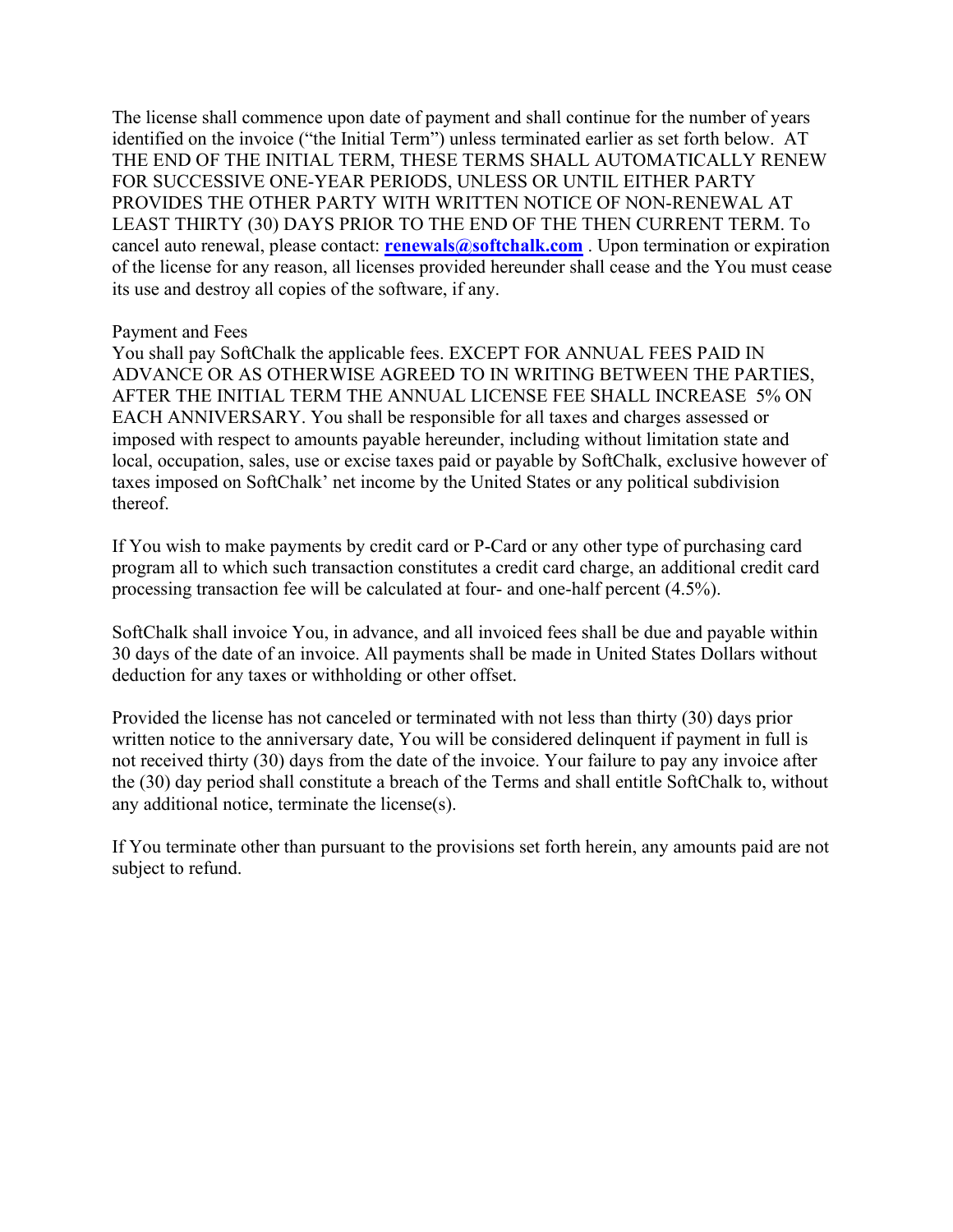The license shall commence upon date of payment and shall continue for the number of years identified on the invoice ("the Initial Term") unless terminated earlier as set forth below. AT THE END OF THE INITIAL TERM, THESE TERMS SHALL AUTOMATICALLY RENEW FOR SUCCESSIVE ONE-YEAR PERIODS, UNLESS OR UNTIL EITHER PARTY PROVIDES THE OTHER PARTY WITH WRITTEN NOTICE OF NON-RENEWAL AT LEAST THIRTY (30) DAYS PRIOR TO THE END OF THE THEN CURRENT TERM. To cancel auto renewal, please contact: **renewals@softchalk.com** . Upon termination or expiration of the license for any reason, all licenses provided hereunder shall cease and the You must cease its use and destroy all copies of the software, if any.

Payment and Fees

You shall pay SoftChalk the applicable fees. EXCEPT FOR ANNUAL FEES PAID IN ADVANCE OR AS OTHERWISE AGREED TO IN WRITING BETWEEN THE PARTIES, AFTER THE INITIAL TERM THE ANNUAL LICENSE FEE SHALL INCREASE 5% ON EACH ANNIVERSARY. You shall be responsible for all taxes and charges assessed or imposed with respect to amounts payable hereunder, including without limitation state and local, occupation, sales, use or excise taxes paid or payable by SoftChalk, exclusive however of taxes imposed on SoftChalk' net income by the United States or any political subdivision thereof.

If You wish to make payments by credit card or P-Card or any other type of purchasing card program all to which such transaction constitutes a credit card charge, an additional credit card processing transaction fee will be calculated at four- and one-half percent (4.5%).

SoftChalk shall invoice You, in advance, and all invoiced fees shall be due and payable within 30 days of the date of an invoice. All payments shall be made in United States Dollars without deduction for any taxes or withholding or other offset.

Provided the license has not canceled or terminated with not less than thirty (30) days prior written notice to the anniversary date, You will be considered delinquent if payment in full is not received thirty (30) days from the date of the invoice. Your failure to pay any invoice after the (30) day period shall constitute a breach of the Terms and shall entitle SoftChalk to, without any additional notice, terminate the license(s).

If You terminate other than pursuant to the provisions set forth herein, any amounts paid are not subject to refund.